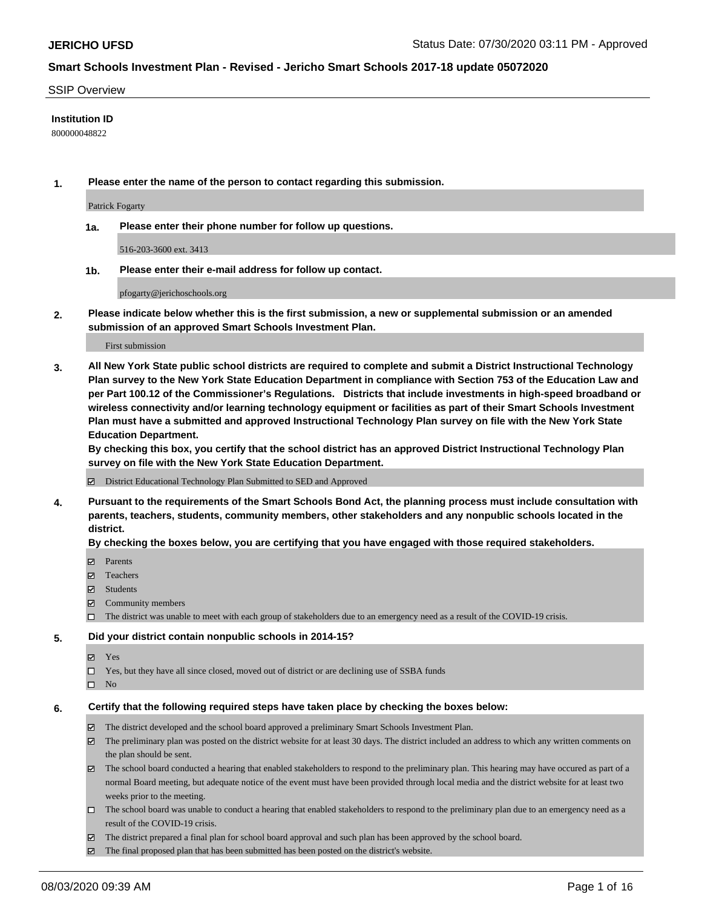## SSIP Overview

**Institution ID**

800000048822

**1. Please enter the name of the person to contact regarding this submission.**

Patrick Fogarty

**1a. Please enter their phone number for follow up questions.**

516-203-3600 ext. 3413

**1b. Please enter their e-mail address for follow up contact.**

pfogarty@jerichoschools.org

**2. Please indicate below whether this is the first submission, a new or supplemental submission or an amended submission of an approved Smart Schools Investment Plan.**

First submission

**3. All New York State public school districts are required to complete and submit a District Instructional Technology Plan survey to the New York State Education Department in compliance with Section 753 of the Education Law and per Part 100.12 of the Commissioner's Regulations. Districts that include investments in high-speed broadband or wireless connectivity and/or learning technology equipment or facilities as part of their Smart Schools Investment Plan must have a submitted and approved Instructional Technology Plan survey on file with the New York State Education Department.**
**By checking this box, you certify that the school district has an approved District Instructional Technology Plan survey on file with the New York State Education Department.**

- ☑ District Educational Technology Plan Submitted to SED and Approved

**4. Pursuant to the requirements of the Smart Schools Bond Act, the planning process must include consultation with parents, teachers, students, community members, other stakeholders and any nonpublic schools located in the district.**
**By checking the boxes below, you are certifying that you have engaged with those required stakeholders.**

- ☑ Parents
- ☑ Teachers
- ☑ Students
- ☑ Community members
- ☐ The district was unable to meet with each group of stakeholders due to an emergency need as a result of the COVID-19 crisis.

**5. Did your district contain nonpublic schools in 2014-15?**

- ☑ Yes
- ☐ Yes, but they have all since closed, moved out of district or are declining use of SSBA funds
- ☐ No

**6. Certify that the following required steps have taken place by checking the boxes below:**

- ☑ The district developed and the school board approved a preliminary Smart Schools Investment Plan.
- ☑ The preliminary plan was posted on the district website for at least 30 days. The district included an address to which any written comments on the plan should be sent.
- ☑ The school board conducted a hearing that enabled stakeholders to respond to the preliminary plan. This hearing may have occured as part of a normal Board meeting, but adequate notice of the event must have been provided through local media and the district website for at least two weeks prior to the meeting.
- ☐ The school board was unable to conduct a hearing that enabled stakeholders to respond to the preliminary plan due to an emergency need as a result of the COVID-19 crisis.
- ☑ The district prepared a final plan for school board approval and such plan has been approved by the school board.
- ☑ The final proposed plan that has been submitted has been posted on the district's website.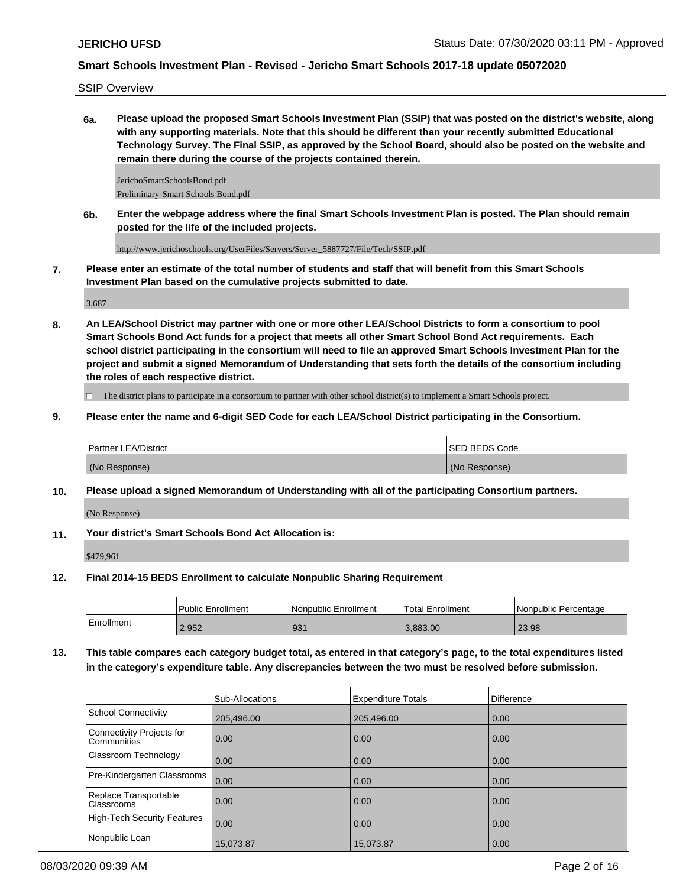SSIP Overview

**6a. Please upload the proposed Smart Schools Investment Plan (SSIP) that was posted on the district's website, along with any supporting materials. Note that this should be different than your recently submitted Educational Technology Survey. The Final SSIP, as approved by the School Board, should also be posted on the website and remain there during the course of the projects contained therein.**

JerichoSmartSchoolsBond.pdf
Preliminary-Smart Schools Bond.pdf

**6b. Enter the webpage address where the final Smart Schools Investment Plan is posted. The Plan should remain posted for the life of the included projects.**

http://www.jerichoschools.org/UserFiles/Servers/Server_5887727/File/Tech/SSIP.pdf

**7. Please enter an estimate of the total number of students and staff that will benefit from this Smart Schools Investment Plan based on the cumulative projects submitted to date.**

3,687

**8. An LEA/School District may partner with one or more other LEA/School Districts to form a consortium to pool Smart Schools Bond Act funds for a project that meets all other Smart School Bond Act requirements. Each school district participating in the consortium will need to file an approved Smart Schools Investment Plan for the project and submit a signed Memorandum of Understanding that sets forth the details of the consortium including the roles of each respective district.**

☐ The district plans to participate in a consortium to partner with other school district(s) to implement a Smart Schools project.

**9. Please enter the name and 6-digit SED Code for each LEA/School District participating in the Consortium.**

| Partner LEA/District | SED BEDS Code |
|---|---|
| (No Response) | (No Response) |

**10. Please upload a signed Memorandum of Understanding with all of the participating Consortium partners.**

(No Response)

**11. Your district's Smart Schools Bond Act Allocation is:**

$479,961

**12. Final 2014-15 BEDS Enrollment to calculate Nonpublic Sharing Requirement**

| | Public Enrollment | Nonpublic Enrollment | Total Enrollment | Nonpublic Percentage |
|---|---|---|---|---|
| Enrollment | 2,952 | 931 | 3,883.00 | 23.98 |

**13. This table compares each category budget total, as entered in that category's page, to the total expenditures listed in the category's expenditure table. Any discrepancies between the two must be resolved before submission.**

| | Sub-Allocations | Expenditure Totals | Difference |
|---|---|---|---|
| School Connectivity | 205,496.00 | 205,496.00 | 0.00 |
| Connectivity Projects for Communities | 0.00 | 0.00 | 0.00 |
| Classroom Technology | 0.00 | 0.00 | 0.00 |
| Pre-Kindergarten Classrooms | 0.00 | 0.00 | 0.00 |
| Replace Transportable Classrooms | 0.00 | 0.00 | 0.00 |
| High-Tech Security Features | 0.00 | 0.00 | 0.00 |
| Nonpublic Loan | 15,073.87 | 15,073.87 | 0.00 |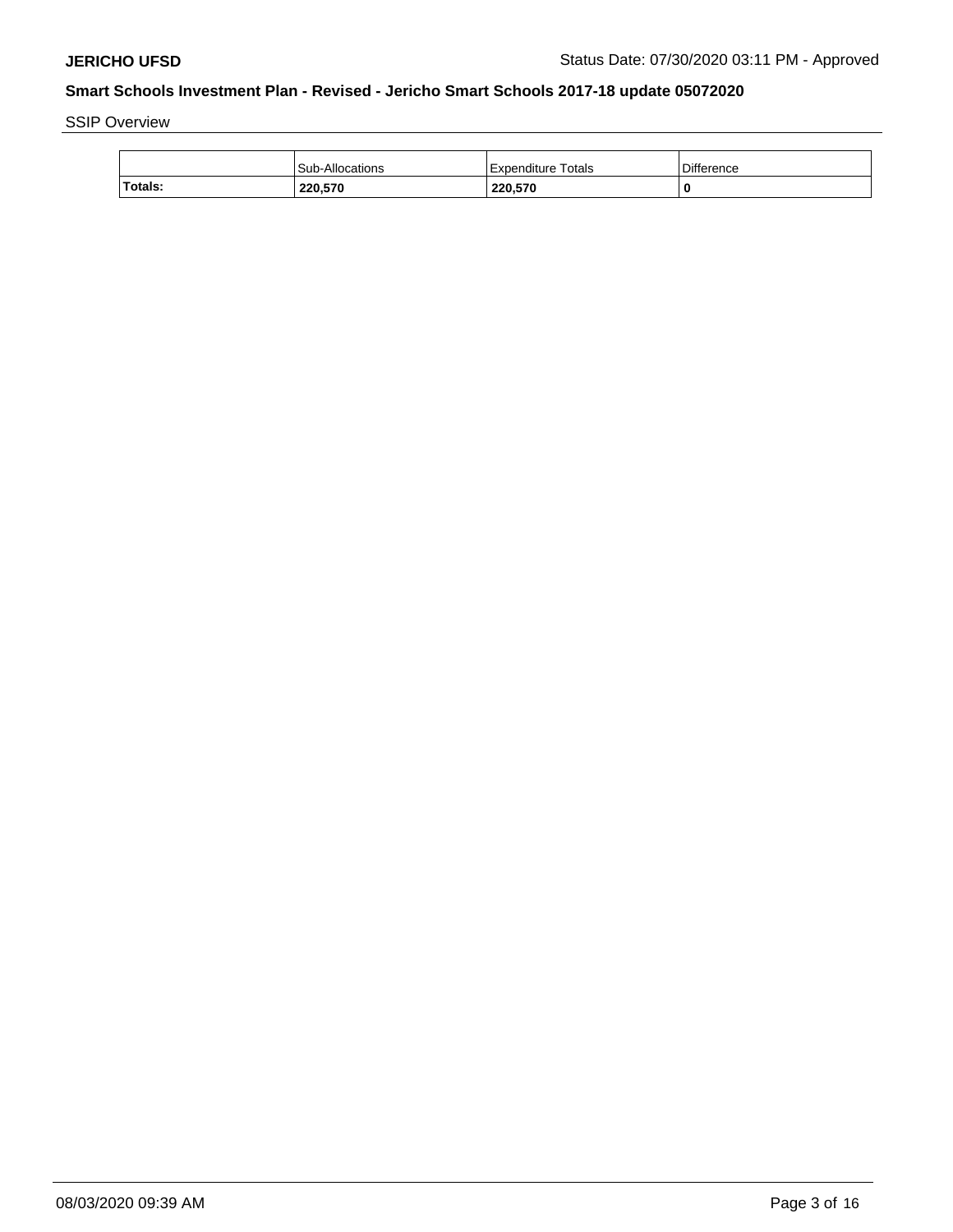SSIP Overview

| | Sub-Allocations | Expenditure Totals | Difference |
|---|---|---|---|
| **Totals:** | **220,570** | **220,570** | **0** |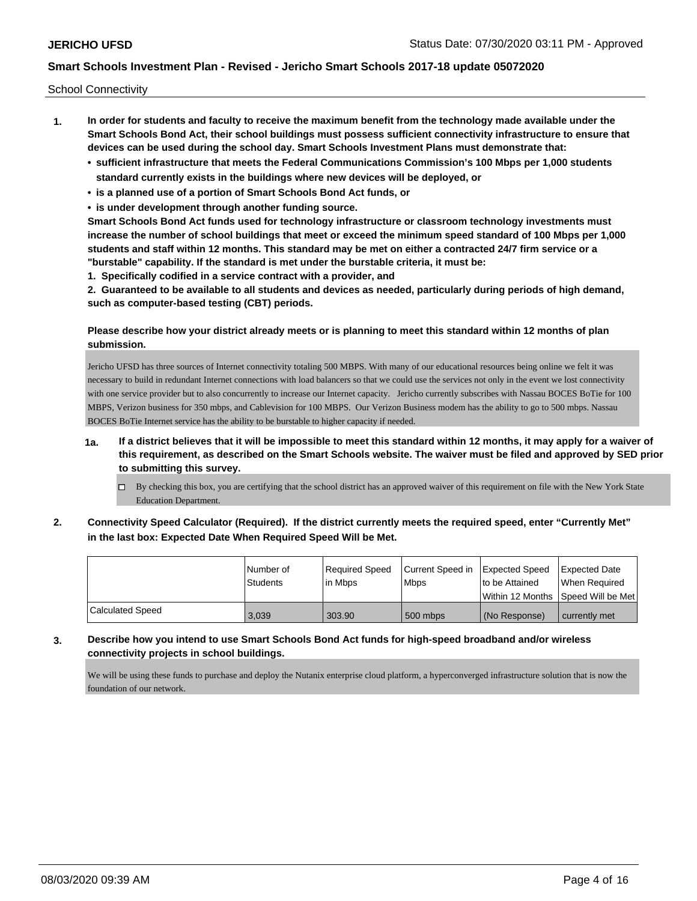School Connectivity

1. **In order for students and faculty to receive the maximum benefit from the technology made available under the Smart Schools Bond Act, their school buildings must possess sufficient connectivity infrastructure to ensure that devices can be used during the school day. Smart Schools Investment Plans must demonstrate that:**
   - **sufficient infrastructure that meets the Federal Communications Commission's 100 Mbps per 1,000 students standard currently exists in the buildings where new devices will be deployed, or**
   - **is a planned use of a portion of Smart Schools Bond Act funds, or**
   - **is under development through another funding source.**

   **Smart Schools Bond Act funds used for technology infrastructure or classroom technology investments must increase the number of school buildings that meet or exceed the minimum speed standard of 100 Mbps per 1,000 students and staff within 12 months. This standard may be met on either a contracted 24/7 firm service or a "burstable" capability. If the standard is met under the burstable criteria, it must be:**

   **1. Specifically codified in a service contract with a provider, and**

   **2. Guaranteed to be available to all students and devices as needed, particularly during periods of high demand, such as computer-based testing (CBT) periods.**

   **Please describe how your district already meets or is planning to meet this standard within 12 months of plan submission.**

   Jericho UFSD has three sources of Internet connectivity totaling 500 MBPS. With many of our educational resources being online we felt it was necessary to build in redundant Internet connections with load balancers so that we could use the services not only in the event we lost connectivity with one service provider but to also concurrently to increase our Internet capacity. Jericho currently subscribes with Nassau BOCES BoTie for 100 MBPS, Verizon business for 350 mbps, and Cablevision for 100 MBPS. Our Verizon Business modem has the ability to go to 500 mbps. Nassau BOCES BoTie Internet service has the ability to be burstable to higher capacity if needed.

   **1a. If a district believes that it will be impossible to meet this standard within 12 months, it may apply for a waiver of this requirement, as described on the Smart Schools website. The waiver must be filed and approved by SED prior to submitting this survey.**

   ☐ By checking this box, you are certifying that the school district has an approved waiver of this requirement on file with the New York State Education Department.

2. **Connectivity Speed Calculator (Required). If the district currently meets the required speed, enter "Currently Met" in the last box: Expected Date When Required Speed Will be Met.**

| | Number of Students | Required Speed in Mbps | Current Speed in Mbps | Expected Speed to be Attained Within 12 Months | Expected Date When Required Speed Will be Met |
|---|---|---|---|---|---|
| Calculated Speed | 3,039 | 303.90 | 500 mbps | (No Response) | currently met |

3. **Describe how you intend to use Smart Schools Bond Act funds for high-speed broadband and/or wireless connectivity projects in school buildings.**

   We will be using these funds to purchase and deploy the Nutanix enterprise cloud platform, a hyperconverged infrastructure solution that is now the foundation of our network.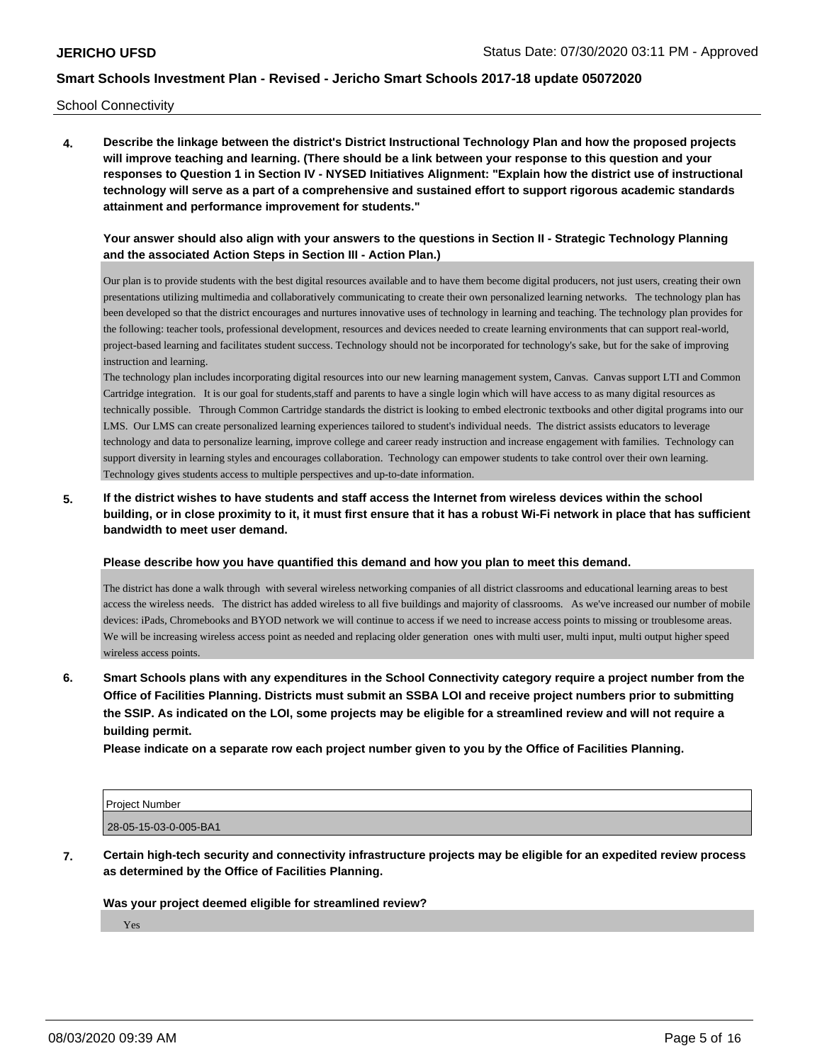School Connectivity

**4. Describe the linkage between the district's District Instructional Technology Plan and how the proposed projects will improve teaching and learning. (There should be a link between your response to this question and your responses to Question 1 in Section IV - NYSED Initiatives Alignment: "Explain how the district use of instructional technology will serve as a part of a comprehensive and sustained effort to support rigorous academic standards attainment and performance improvement for students."**

**Your answer should also align with your answers to the questions in Section II - Strategic Technology Planning and the associated Action Steps in Section III - Action Plan.)**

Our plan is to provide students with the best digital resources available and to have them become digital producers, not just users, creating their own presentations utilizing multimedia and collaboratively communicating to create their own personalized learning networks.  The technology plan has been developed so that the district encourages and nurtures innovative uses of technology in learning and teaching. The technology plan provides for the following: teacher tools, professional development, resources and devices needed to create learning environments that can support real-world, project-based learning and facilitates student success. Technology should not be incorporated for technology's sake, but for the sake of improving instruction and learning.

The technology plan includes incorporating digital resources into our new learning management system, Canvas.  Canvas support LTI and Common Cartridge integration.  It is our goal for students,staff and parents to have a single login which will have access to as many digital resources as technically possible.  Through Common Cartridge standards the district is looking to embed electronic textbooks and other digital programs into our LMS.  Our LMS can create personalized learning experiences tailored to student's individual needs.  The district assists educators to leverage technology and data to personalize learning, improve college and career ready instruction and increase engagement with families.  Technology can support diversity in learning styles and encourages collaboration.  Technology can empower students to take control over their own learning. Technology gives students access to multiple perspectives and up-to-date information.

**5. If the district wishes to have students and staff access the Internet from wireless devices within the school building, or in close proximity to it, it must first ensure that it has a robust Wi-Fi network in place that has sufficient bandwidth to meet user demand.**

**Please describe how you have quantified this demand and how you plan to meet this demand.**

The district has done a walk through  with several wireless networking companies of all district classrooms and educational learning areas to best access the wireless needs.  The district has added wireless to all five buildings and majority of classrooms.  As we've increased our number of mobile devices: iPads, Chromebooks and BYOD network we will continue to access if we need to increase access points to missing or troublesome areas. We will be increasing wireless access point as needed and replacing older generation  ones with multi user, multi input, multi output higher speed wireless access points.

**6. Smart Schools plans with any expenditures in the School Connectivity category require a project number from the Office of Facilities Planning. Districts must submit an SSBA LOI and receive project numbers prior to submitting the SSIP. As indicated on the LOI, some projects may be eligible for a streamlined review and will not require a building permit.**

**Please indicate on a separate row each project number given to you by the Office of Facilities Planning.**

| Project Number |
|---|
| 28-05-15-03-0-005-BA1 |

**7. Certain high-tech security and connectivity infrastructure projects may be eligible for an expedited review process as determined by the Office of Facilities Planning.**

**Was your project deemed eligible for streamlined review?**

Yes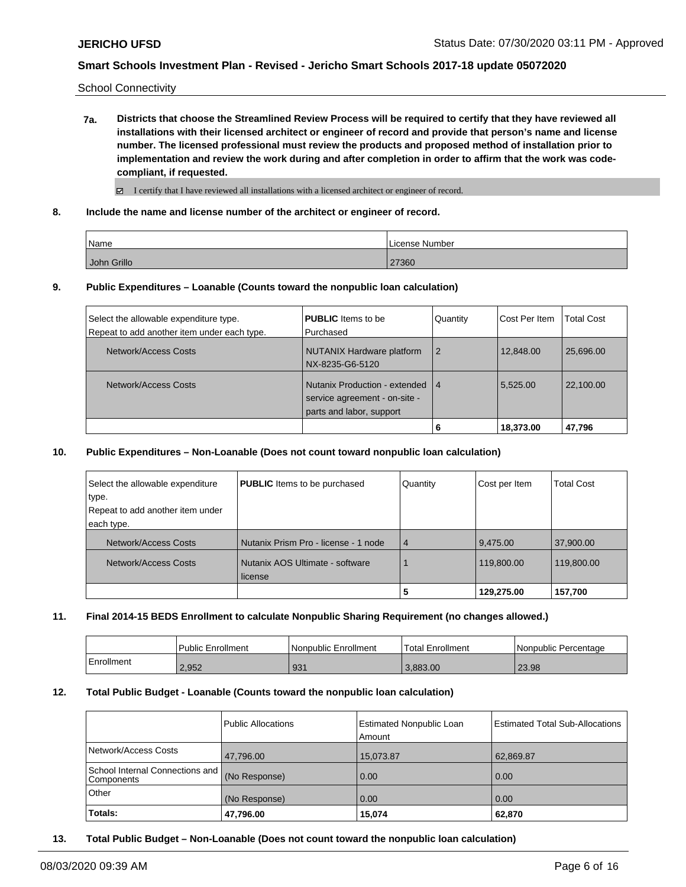School Connectivity

**7a. Districts that choose the Streamlined Review Process will be required to certify that they have reviewed all installations with their licensed architect or engineer of record and provide that person's name and license number. The licensed professional must review the products and proposed method of installation prior to implementation and review the work during and after completion in order to affirm that the work was code-compliant, if requested.**

☑ I certify that I have reviewed all installations with a licensed architect or engineer of record.

**8. Include the name and license number of the architect or engineer of record.**

| Name | License Number |
|---|---|
| John Grillo | 27360 |

**9. Public Expenditures – Loanable (Counts toward the nonpublic loan calculation)**

| Select the allowable expenditure type. Repeat to add another item under each type. | **PUBLIC** Items to be Purchased | Quantity | Cost Per Item | Total Cost |
|---|---|---|---|---|
| Network/Access Costs | NUTANIX Hardware platform NX-8235-G6-5120 | 2 | 12,848.00 | 25,696.00 |
| Network/Access Costs | Nutanix Production - extended service agreement - on-site - parts and labor, support | 4 | 5,525.00 | 22,100.00 |
| | | **6** | **18,373.00** | **47,796** |

**10. Public Expenditures – Non-Loanable (Does not count toward nonpublic loan calculation)**

| Select the allowable expenditure type. Repeat to add another item under each type. | **PUBLIC** Items to be purchased | Quantity | Cost per Item | Total Cost |
|---|---|---|---|---|
| Network/Access Costs | Nutanix Prism Pro - license - 1 node | 4 | 9,475.00 | 37,900.00 |
| Network/Access Costs | Nutanix AOS Ultimate - software license | 1 | 119,800.00 | 119,800.00 |
| | | **5** | **129,275.00** | **157,700** |

**11. Final 2014-15 BEDS Enrollment to calculate Nonpublic Sharing Requirement (no changes allowed.)**

| | Public Enrollment | Nonpublic Enrollment | Total Enrollment | Nonpublic Percentage |
|---|---|---|---|---|
| Enrollment | 2,952 | 931 | 3,883.00 | 23.98 |

**12. Total Public Budget - Loanable (Counts toward the nonpublic loan calculation)**

| | Public Allocations | Estimated Nonpublic Loan Amount | Estimated Total Sub-Allocations |
|---|---|---|---|
| Network/Access Costs | 47,796.00 | 15,073.87 | 62,869.87 |
| School Internal Connections and Components | (No Response) | 0.00 | 0.00 |
| Other | (No Response) | 0.00 | 0.00 |
| **Totals:** | **47,796.00** | **15,074** | **62,870** |

**13. Total Public Budget – Non-Loanable (Does not count toward the nonpublic loan calculation)**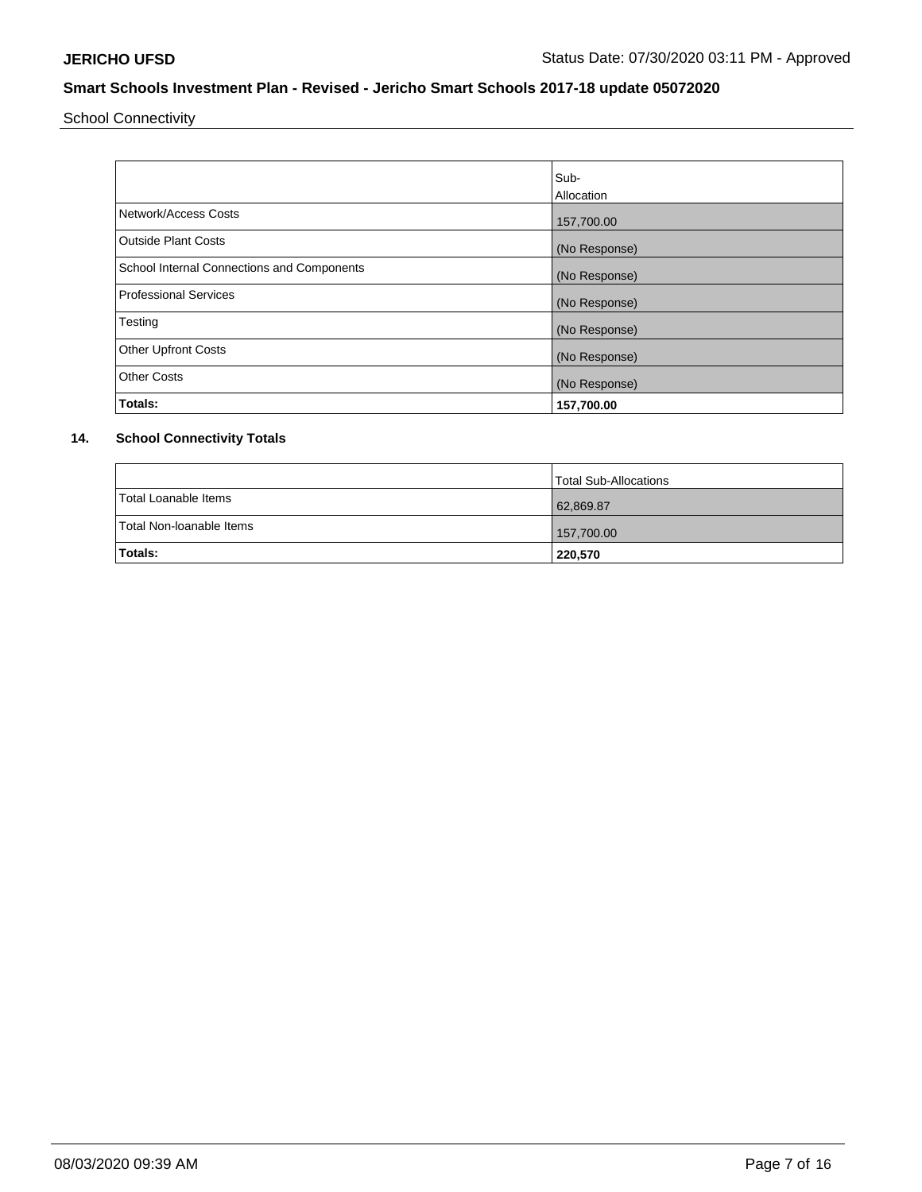School Connectivity

| | Sub-Allocation |
|---|---|
| Network/Access Costs | 157,700.00 |
| Outside Plant Costs | (No Response) |
| School Internal Connections and Components | (No Response) |
| Professional Services | (No Response) |
| Testing | (No Response) |
| Other Upfront Costs | (No Response) |
| Other Costs | (No Response) |
| **Totals:** | **157,700.00** |

## 14. School Connectivity Totals

| | Total Sub-Allocations |
|---|---|
| Total Loanable Items | 62,869.87 |
| Total Non-loanable Items | 157,700.00 |
| **Totals:** | **220,570** |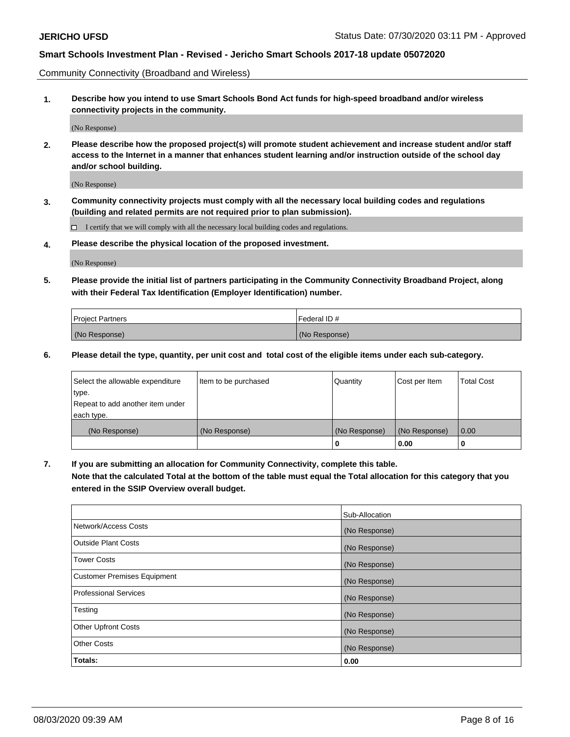Community Connectivity (Broadband and Wireless)

**1. Describe how you intend to use Smart Schools Bond Act funds for high-speed broadband and/or wireless connectivity projects in the community.**

(No Response)

**2. Please describe how the proposed project(s) will promote student achievement and increase student and/or staff access to the Internet in a manner that enhances student learning and/or instruction outside of the school day and/or school building.**

(No Response)

**3. Community connectivity projects must comply with all the necessary local building codes and regulations (building and related permits are not required prior to plan submission).**

☐ I certify that we will comply with all the necessary local building codes and regulations.

**4. Please describe the physical location of the proposed investment.**

(No Response)

**5. Please provide the initial list of partners participating in the Community Connectivity Broadband Project, along with their Federal Tax Identification (Employer Identification) number.**

| Project Partners | Federal ID # |
|---|---|
| (No Response) | (No Response) |

**6. Please detail the type, quantity, per unit cost and total cost of the eligible items under each sub-category.**

| Select the allowable expenditure type. Repeat to add another item under each type. | Item to be purchased | Quantity | Cost per Item | Total Cost |
|---|---|---|---|---|
| (No Response) | (No Response) | (No Response) | (No Response) | 0.00 |
| | | **0** | **0.00** | **0** |

**7. If you are submitting an allocation for Community Connectivity, complete this table. Note that the calculated Total at the bottom of the table must equal the Total allocation for this category that you entered in the SSIP Overview overall budget.**

| | Sub-Allocation |
|---|---|
| Network/Access Costs | (No Response) |
| Outside Plant Costs | (No Response) |
| Tower Costs | (No Response) |
| Customer Premises Equipment | (No Response) |
| Professional Services | (No Response) |
| Testing | (No Response) |
| Other Upfront Costs | (No Response) |
| Other Costs | (No Response) |
| **Totals:** | **0.00** |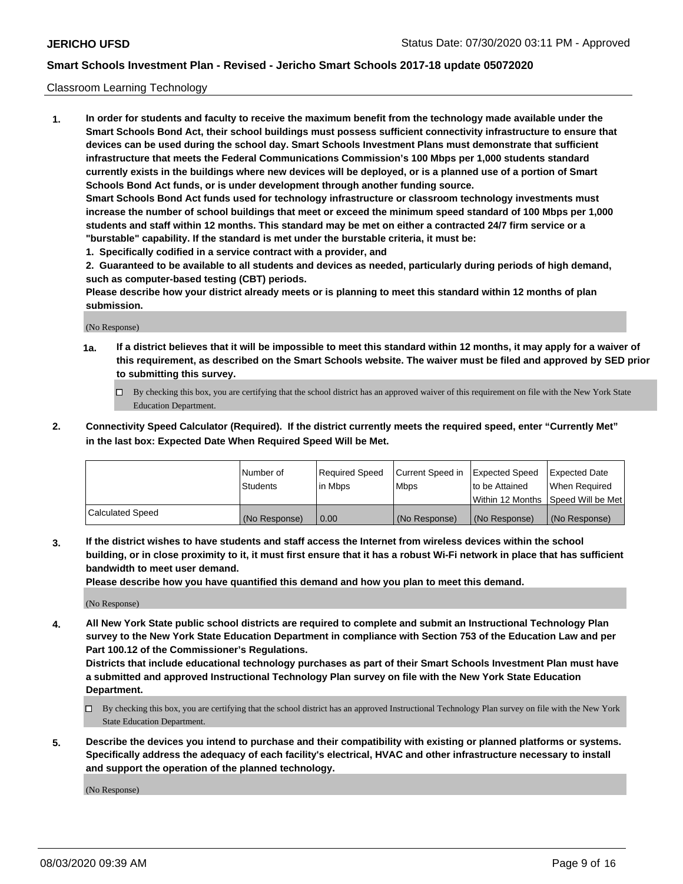Classroom Learning Technology

1. **In order for students and faculty to receive the maximum benefit from the technology made available under the Smart Schools Bond Act, their school buildings must possess sufficient connectivity infrastructure to ensure that devices can be used during the school day. Smart Schools Investment Plans must demonstrate that sufficient infrastructure that meets the Federal Communications Commission's 100 Mbps per 1,000 students standard currently exists in the buildings where new devices will be deployed, or is a planned use of a portion of Smart Schools Bond Act funds, or is under development through another funding source.**

   **Smart Schools Bond Act funds used for technology infrastructure or classroom technology investments must increase the number of school buildings that meet or exceed the minimum speed standard of 100 Mbps per 1,000 students and staff within 12 months. This standard may be met on either a contracted 24/7 firm service or a "burstable" capability. If the standard is met under the burstable criteria, it must be:**

   **1. Specifically codified in a service contract with a provider, and**

   **2. Guaranteed to be available to all students and devices as needed, particularly during periods of high demand, such as computer-based testing (CBT) periods.**

   **Please describe how your district already meets or is planning to meet this standard within 12 months of plan submission.**

   (No Response)

   **1a. If a district believes that it will be impossible to meet this standard within 12 months, it may apply for a waiver of this requirement, as described on the Smart Schools website. The waiver must be filed and approved by SED prior to submitting this survey.**

   ☐ By checking this box, you are certifying that the school district has an approved waiver of this requirement on file with the New York State Education Department.

2. **Connectivity Speed Calculator (Required). If the district currently meets the required speed, enter "Currently Met" in the last box: Expected Date When Required Speed Will be Met.**

| | Number of Students | Required Speed in Mbps | Current Speed in Mbps | Expected Speed to be Attained Within 12 Months | Expected Date When Required Speed Will be Met |
|---|---|---|---|---|---|
| Calculated Speed | (No Response) | 0.00 | (No Response) | (No Response) | (No Response) |

3. **If the district wishes to have students and staff access the Internet from wireless devices within the school building, or in close proximity to it, it must first ensure that it has a robust Wi-Fi network in place that has sufficient bandwidth to meet user demand.**

   **Please describe how you have quantified this demand and how you plan to meet this demand.**

   (No Response)

4. **All New York State public school districts are required to complete and submit an Instructional Technology Plan survey to the New York State Education Department in compliance with Section 753 of the Education Law and per Part 100.12 of the Commissioner's Regulations.**

   **Districts that include educational technology purchases as part of their Smart Schools Investment Plan must have a submitted and approved Instructional Technology Plan survey on file with the New York State Education Department.**

   ☐ By checking this box, you are certifying that the school district has an approved Instructional Technology Plan survey on file with the New York State Education Department.

5. **Describe the devices you intend to purchase and their compatibility with existing or planned platforms or systems. Specifically address the adequacy of each facility's electrical, HVAC and other infrastructure necessary to install and support the operation of the planned technology.**

   (No Response)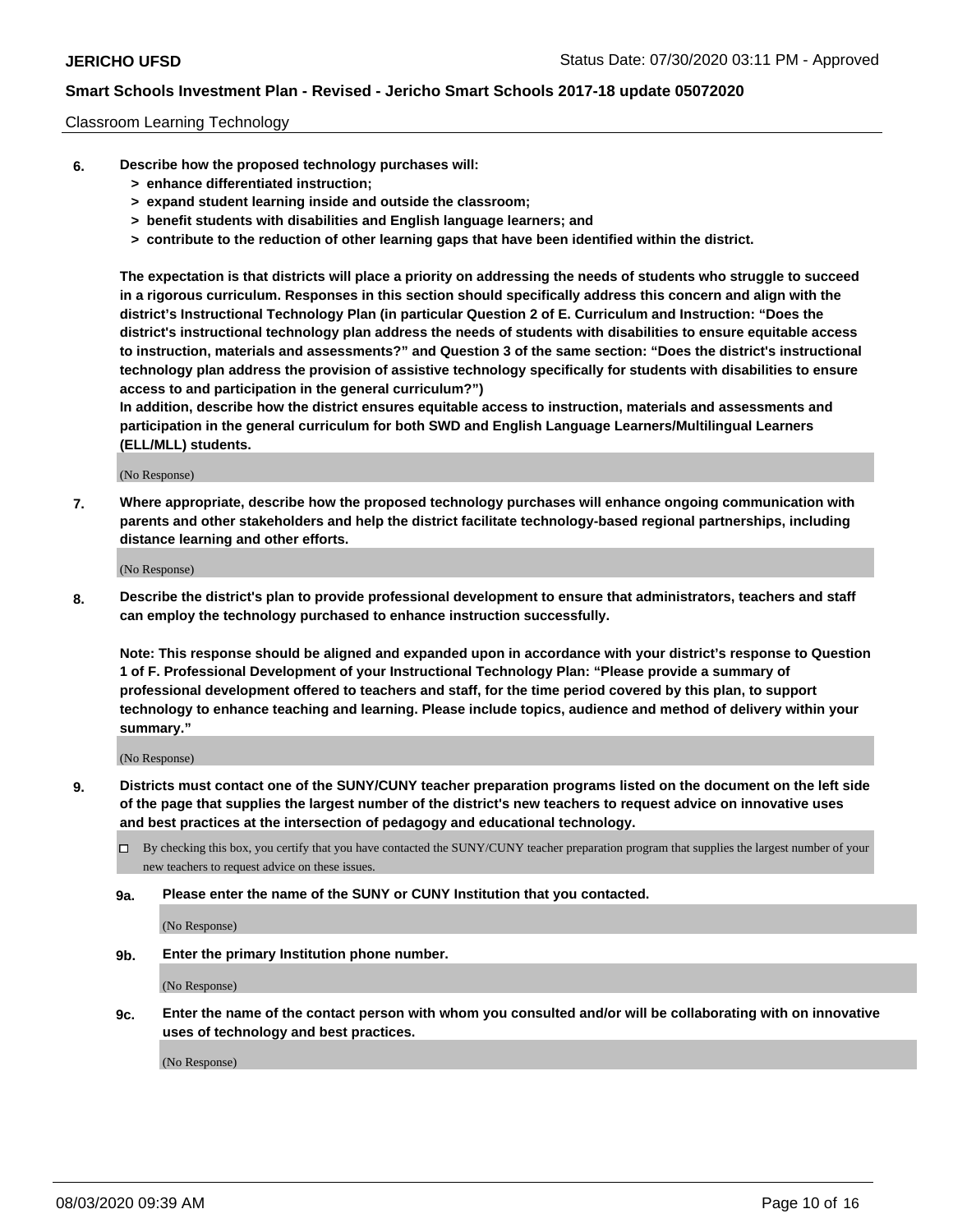Classroom Learning Technology

**6. Describe how the proposed technology purchases will:**
- **> enhance differentiated instruction;**
- **> expand student learning inside and outside the classroom;**
- **> benefit students with disabilities and English language learners; and**
- **> contribute to the reduction of other learning gaps that have been identified within the district.**

**The expectation is that districts will place a priority on addressing the needs of students who struggle to succeed in a rigorous curriculum. Responses in this section should specifically address this concern and align with the district's Instructional Technology Plan (in particular Question 2 of E. Curriculum and Instruction: "Does the district's instructional technology plan address the needs of students with disabilities to ensure equitable access to instruction, materials and assessments?" and Question 3 of the same section: "Does the district's instructional technology plan address the provision of assistive technology specifically for students with disabilities to ensure access to and participation in the general curriculum?")**

**In addition, describe how the district ensures equitable access to instruction, materials and assessments and participation in the general curriculum for both SWD and English Language Learners/Multilingual Learners (ELL/MLL) students.**

(No Response)

**7. Where appropriate, describe how the proposed technology purchases will enhance ongoing communication with parents and other stakeholders and help the district facilitate technology-based regional partnerships, including distance learning and other efforts.**

(No Response)

**8. Describe the district's plan to provide professional development to ensure that administrators, teachers and staff can employ the technology purchased to enhance instruction successfully.**

**Note: This response should be aligned and expanded upon in accordance with your district's response to Question 1 of F. Professional Development of your Instructional Technology Plan: "Please provide a summary of professional development offered to teachers and staff, for the time period covered by this plan, to support technology to enhance teaching and learning. Please include topics, audience and method of delivery within your summary."**

(No Response)

**9. Districts must contact one of the SUNY/CUNY teacher preparation programs listed on the document on the left side of the page that supplies the largest number of the district's new teachers to request advice on innovative uses and best practices at the intersection of pedagogy and educational technology.**

☐ By checking this box, you certify that you have contacted the SUNY/CUNY teacher preparation program that supplies the largest number of your new teachers to request advice on these issues.

**9a. Please enter the name of the SUNY or CUNY Institution that you contacted.**

(No Response)

**9b. Enter the primary Institution phone number.**

(No Response)

**9c. Enter the name of the contact person with whom you consulted and/or will be collaborating with on innovative uses of technology and best practices.**

(No Response)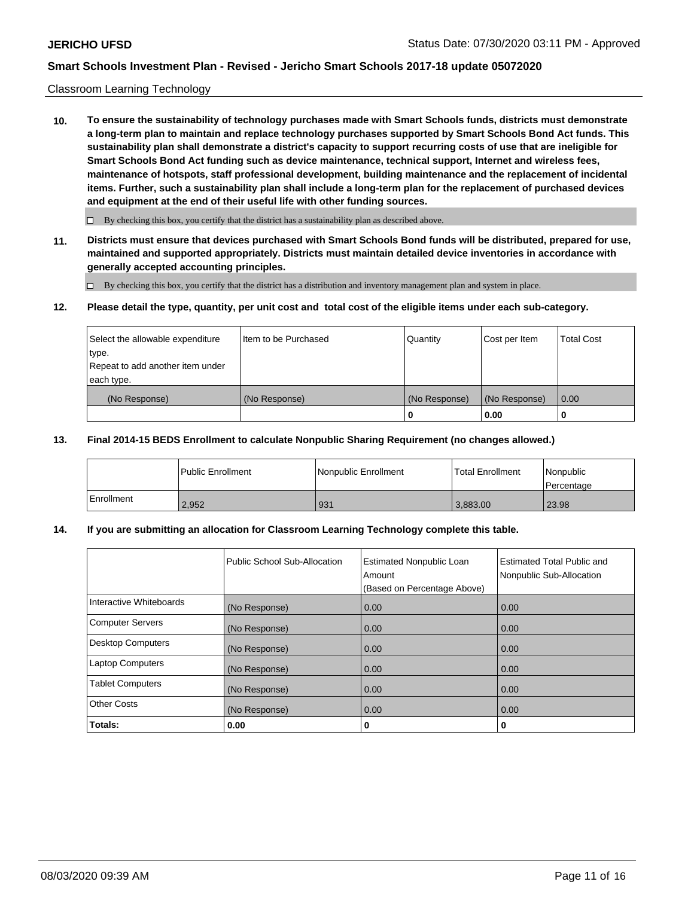Classroom Learning Technology

**10. To ensure the sustainability of technology purchases made with Smart Schools funds, districts must demonstrate a long-term plan to maintain and replace technology purchases supported by Smart Schools Bond Act funds. This sustainability plan shall demonstrate a district's capacity to support recurring costs of use that are ineligible for Smart Schools Bond Act funding such as device maintenance, technical support, Internet and wireless fees, maintenance of hotspots, staff professional development, building maintenance and the replacement of incidental items. Further, such a sustainability plan shall include a long-term plan for the replacement of purchased devices and equipment at the end of their useful life with other funding sources.**

☐ By checking this box, you certify that the district has a sustainability plan as described above.

**11. Districts must ensure that devices purchased with Smart Schools Bond funds will be distributed, prepared for use, maintained and supported appropriately. Districts must maintain detailed device inventories in accordance with generally accepted accounting principles.**

☐ By checking this box, you certify that the district has a distribution and inventory management plan and system in place.

**12. Please detail the type, quantity, per unit cost and total cost of the eligible items under each sub-category.**

| Select the allowable expenditure type. Repeat to add another item under each type. | Item to be Purchased | Quantity | Cost per Item | Total Cost |
|---|---|---|---|---|
| (No Response) | (No Response) | (No Response) | (No Response) | 0.00 |
| | | **0** | **0.00** | **0** |

**13. Final 2014-15 BEDS Enrollment to calculate Nonpublic Sharing Requirement (no changes allowed.)**

| | Public Enrollment | Nonpublic Enrollment | Total Enrollment | Nonpublic Percentage |
|---|---|---|---|---|
| Enrollment | 2,952 | 931 | 3,883.00 | 23.98 |

**14. If you are submitting an allocation for Classroom Learning Technology complete this table.**

| | Public School Sub-Allocation | Estimated Nonpublic Loan Amount (Based on Percentage Above) | Estimated Total Public and Nonpublic Sub-Allocation |
|---|---|---|---|
| Interactive Whiteboards | (No Response) | 0.00 | 0.00 |
| Computer Servers | (No Response) | 0.00 | 0.00 |
| Desktop Computers | (No Response) | 0.00 | 0.00 |
| Laptop Computers | (No Response) | 0.00 | 0.00 |
| Tablet Computers | (No Response) | 0.00 | 0.00 |
| Other Costs | (No Response) | 0.00 | 0.00 |
| **Totals:** | **0.00** | **0** | **0** |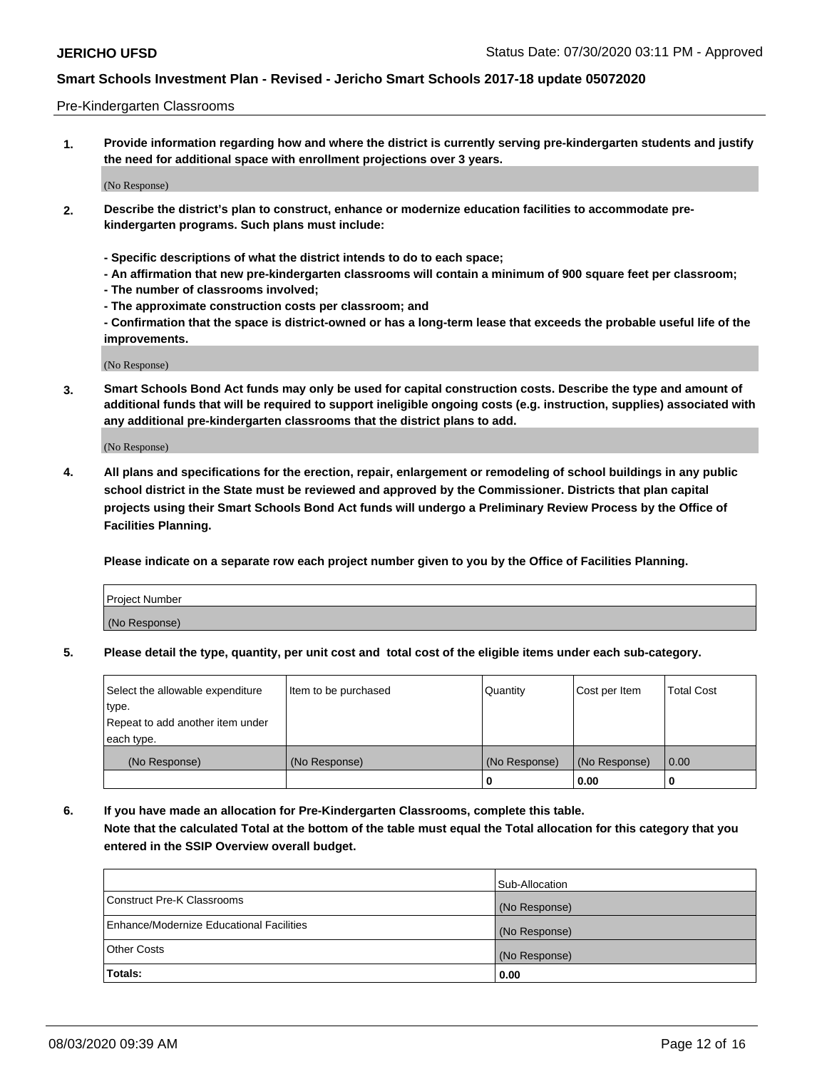Pre-Kindergarten Classrooms

**1. Provide information regarding how and where the district is currently serving pre-kindergarten students and justify the need for additional space with enrollment projections over 3 years.**

(No Response)

**2. Describe the district's plan to construct, enhance or modernize education facilities to accommodate pre-kindergarten programs. Such plans must include:**

**- Specific descriptions of what the district intends to do to each space;**
**- An affirmation that new pre-kindergarten classrooms will contain a minimum of 900 square feet per classroom;**
**- The number of classrooms involved;**
**- The approximate construction costs per classroom; and**
**- Confirmation that the space is district-owned or has a long-term lease that exceeds the probable useful life of the improvements.**

(No Response)

**3. Smart Schools Bond Act funds may only be used for capital construction costs. Describe the type and amount of additional funds that will be required to support ineligible ongoing costs (e.g. instruction, supplies) associated with any additional pre-kindergarten classrooms that the district plans to add.**

(No Response)

**4. All plans and specifications for the erection, repair, enlargement or remodeling of school buildings in any public school district in the State must be reviewed and approved by the Commissioner. Districts that plan capital projects using their Smart Schools Bond Act funds will undergo a Preliminary Review Process by the Office of Facilities Planning.**

**Please indicate on a separate row each project number given to you by the Office of Facilities Planning.**

| Project Number |
|---|
| (No Response) |

**5. Please detail the type, quantity, per unit cost and total cost of the eligible items under each sub-category.**

| Select the allowable expenditure type. Repeat to add another item under each type. | Item to be purchased | Quantity | Cost per Item | Total Cost |
|---|---|---|---|---|
| (No Response) | (No Response) | (No Response) | (No Response) | 0.00 |
| | | 0 | 0.00 | 0 |

**6. If you have made an allocation for Pre-Kindergarten Classrooms, complete this table. Note that the calculated Total at the bottom of the table must equal the Total allocation for this category that you entered in the SSIP Overview overall budget.**

| | Sub-Allocation |
|---|---|
| Construct Pre-K Classrooms | (No Response) |
| Enhance/Modernize Educational Facilities | (No Response) |
| Other Costs | (No Response) |
| **Totals:** | **0.00** |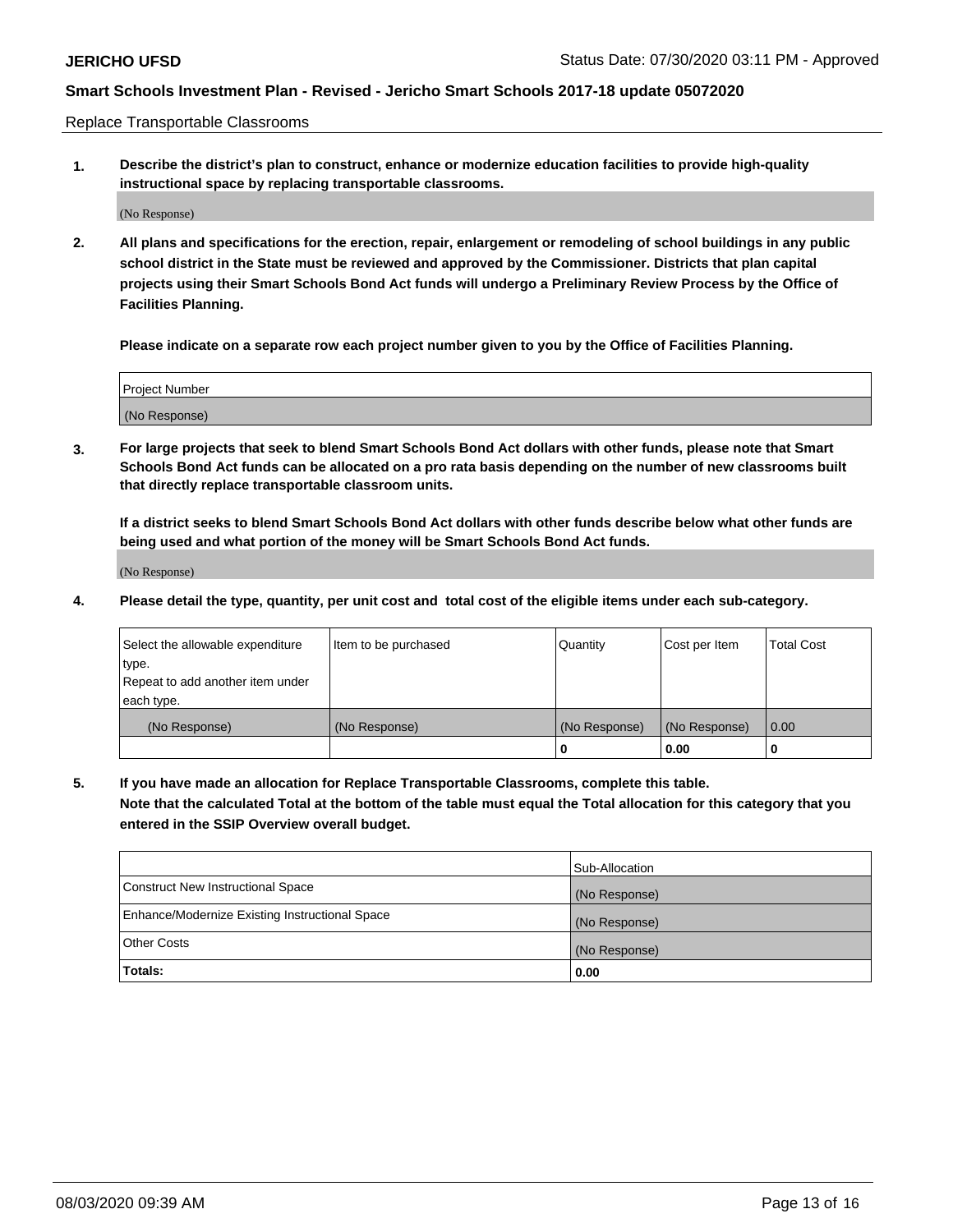Replace Transportable Classrooms

**1. Describe the district's plan to construct, enhance or modernize education facilities to provide high-quality instructional space by replacing transportable classrooms.**

(No Response)

**2. All plans and specifications for the erection, repair, enlargement or remodeling of school buildings in any public school district in the State must be reviewed and approved by the Commissioner. Districts that plan capital projects using their Smart Schools Bond Act funds will undergo a Preliminary Review Process by the Office of Facilities Planning.**

**Please indicate on a separate row each project number given to you by the Office of Facilities Planning.**

| Project Number |
| --- |
| (No Response) |

**3. For large projects that seek to blend Smart Schools Bond Act dollars with other funds, please note that Smart Schools Bond Act funds can be allocated on a pro rata basis depending on the number of new classrooms built that directly replace transportable classroom units.**

**If a district seeks to blend Smart Schools Bond Act dollars with other funds describe below what other funds are being used and what portion of the money will be Smart Schools Bond Act funds.**

(No Response)

**4. Please detail the type, quantity, per unit cost and total cost of the eligible items under each sub-category.**

| Select the allowable expenditure type. Repeat to add another item under each type. | Item to be purchased | Quantity | Cost per Item | Total Cost |
| --- | --- | --- | --- | --- |
| (No Response) | (No Response) | (No Response) | (No Response) | 0.00 |
| | | 0 | 0.00 | 0 |

**5. If you have made an allocation for Replace Transportable Classrooms, complete this table. Note that the calculated Total at the bottom of the table must equal the Total allocation for this category that you entered in the SSIP Overview overall budget.**

| | Sub-Allocation |
| --- | --- |
| Construct New Instructional Space | (No Response) |
| Enhance/Modernize Existing Instructional Space | (No Response) |
| Other Costs | (No Response) |
| **Totals:** | **0.00** |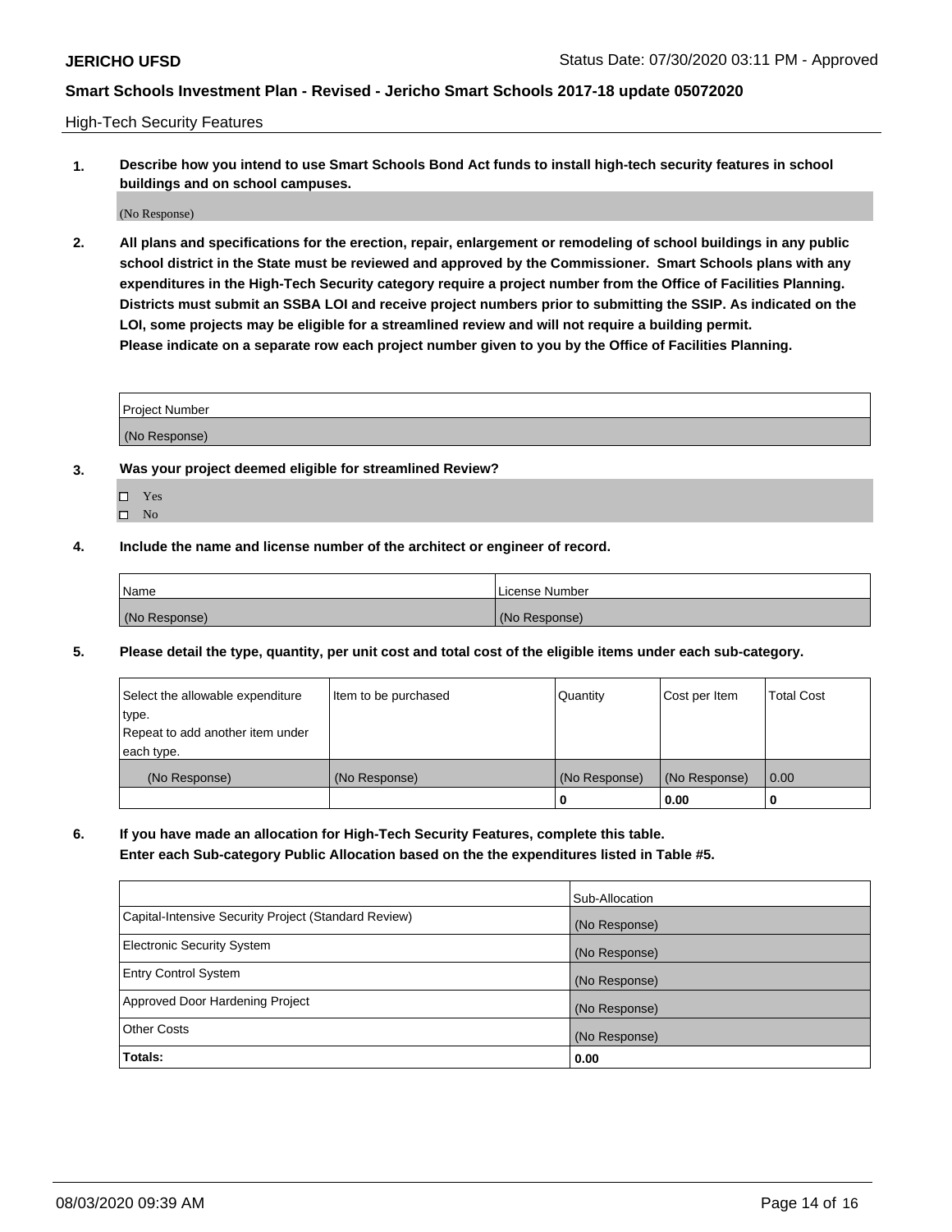High-Tech Security Features

**1. Describe how you intend to use Smart Schools Bond Act funds to install high-tech security features in school buildings and on school campuses.**

(No Response)

**2. All plans and specifications for the erection, repair, enlargement or remodeling of school buildings in any public school district in the State must be reviewed and approved by the Commissioner. Smart Schools plans with any expenditures in the High-Tech Security category require a project number from the Office of Facilities Planning. Districts must submit an SSBA LOI and receive project numbers prior to submitting the SSIP. As indicated on the LOI, some projects may be eligible for a streamlined review and will not require a building permit. Please indicate on a separate row each project number given to you by the Office of Facilities Planning.**

| Project Number |
|---|
| (No Response) |

**3. Was your project deemed eligible for streamlined Review?**

- ☐ Yes
- ☐ No

**4. Include the name and license number of the architect or engineer of record.**

| Name | License Number |
|---|---|
| (No Response) | (No Response) |

**5. Please detail the type, quantity, per unit cost and total cost of the eligible items under each sub-category.**

| Select the allowable expenditure type. Repeat to add another item under each type. | Item to be purchased | Quantity | Cost per Item | Total Cost |
|---|---|---|---|---|
| (No Response) | (No Response) | (No Response) | (No Response) | 0.00 |
| | | 0 | 0.00 | 0 |

**6. If you have made an allocation for High-Tech Security Features, complete this table. Enter each Sub-category Public Allocation based on the the expenditures listed in Table #5.**

| | Sub-Allocation |
|---|---|
| Capital-Intensive Security Project (Standard Review) | (No Response) |
| Electronic Security System | (No Response) |
| Entry Control System | (No Response) |
| Approved Door Hardening Project | (No Response) |
| Other Costs | (No Response) |
| **Totals:** | **0.00** |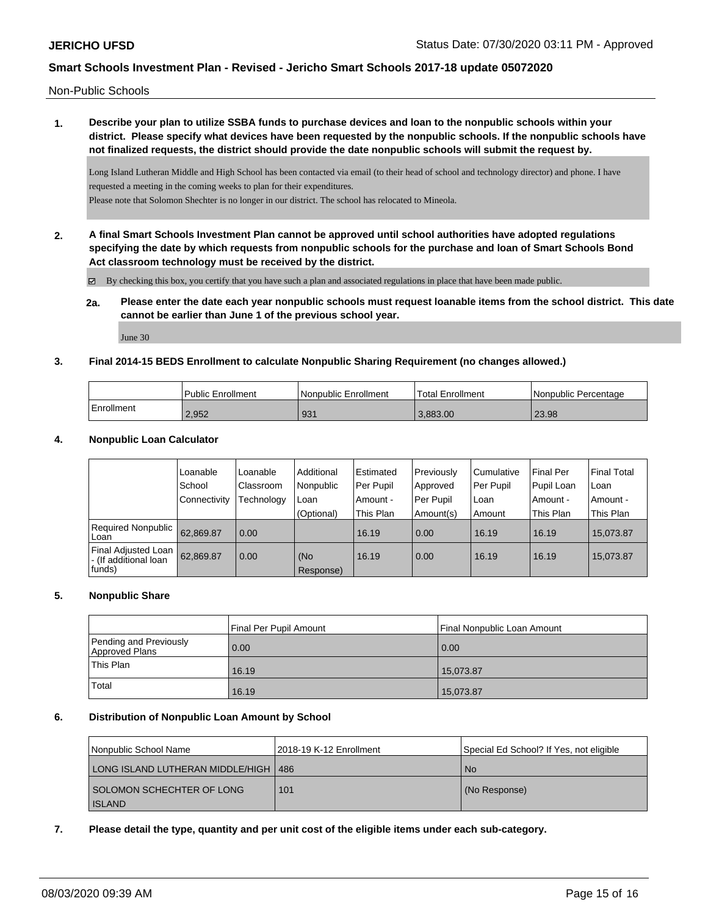Non-Public Schools

**1. Describe your plan to utilize SSBA funds to purchase devices and loan to the nonpublic schools within your district. Please specify what devices have been requested by the nonpublic schools. If the nonpublic schools have not finalized requests, the district should provide the date nonpublic schools will submit the request by.**

Long Island Lutheran Middle and High School has been contacted via email (to their head of school and technology director) and phone. I have requested a meeting in the coming weeks to plan for their expenditures.
Please note that Solomon Shechter is no longer in our district. The school has relocated to Mineola.

**2. A final Smart Schools Investment Plan cannot be approved until school authorities have adopted regulations specifying the date by which requests from nonpublic schools for the purchase and loan of Smart Schools Bond Act classroom technology must be received by the district.**

☑ By checking this box, you certify that you have such a plan and associated regulations in place that have been made public.

**2a. Please enter the date each year nonpublic schools must request loanable items from the school district. This date cannot be earlier than June 1 of the previous school year.**

June 30

**3. Final 2014-15 BEDS Enrollment to calculate Nonpublic Sharing Requirement (no changes allowed.)**

| | Public Enrollment | Nonpublic Enrollment | Total Enrollment | Nonpublic Percentage |
|---|---|---|---|---|
| Enrollment | 2,952 | 931 | 3,883.00 | 23.98 |

**4. Nonpublic Loan Calculator**

| | Loanable School Connectivity | Loanable Classroom Technology | Additional Nonpublic Loan (Optional) | Estimated Per Pupil Amount - This Plan | Previously Approved Per Pupil Amount(s) | Cumulative Per Pupil Loan Amount | Final Per Pupil Loan Amount - This Plan | Final Total Loan Amount - This Plan |
|---|---|---|---|---|---|---|---|---|
| Required Nonpublic Loan | 62,869.87 | 0.00 | | 16.19 | 0.00 | 16.19 | 16.19 | 15,073.87 |
| Final Adjusted Loan - (If additional loan funds) | 62,869.87 | 0.00 | (No Response) | 16.19 | 0.00 | 16.19 | 16.19 | 15,073.87 |

**5. Nonpublic Share**

| | Final Per Pupil Amount | Final Nonpublic Loan Amount |
|---|---|---|
| Pending and Previously Approved Plans | 0.00 | 0.00 |
| This Plan | 16.19 | 15,073.87 |
| Total | 16.19 | 15,073.87 |

**6. Distribution of Nonpublic Loan Amount by School**

| Nonpublic School Name | 2018-19 K-12 Enrollment | Special Ed School? If Yes, not eligible |
|---|---|---|
| LONG ISLAND LUTHERAN MIDDLE/HIGH | 486 | No |
| SOLOMON SCHECHTER OF LONG ISLAND | 101 | (No Response) |

**7. Please detail the type, quantity and per unit cost of the eligible items under each sub-category.**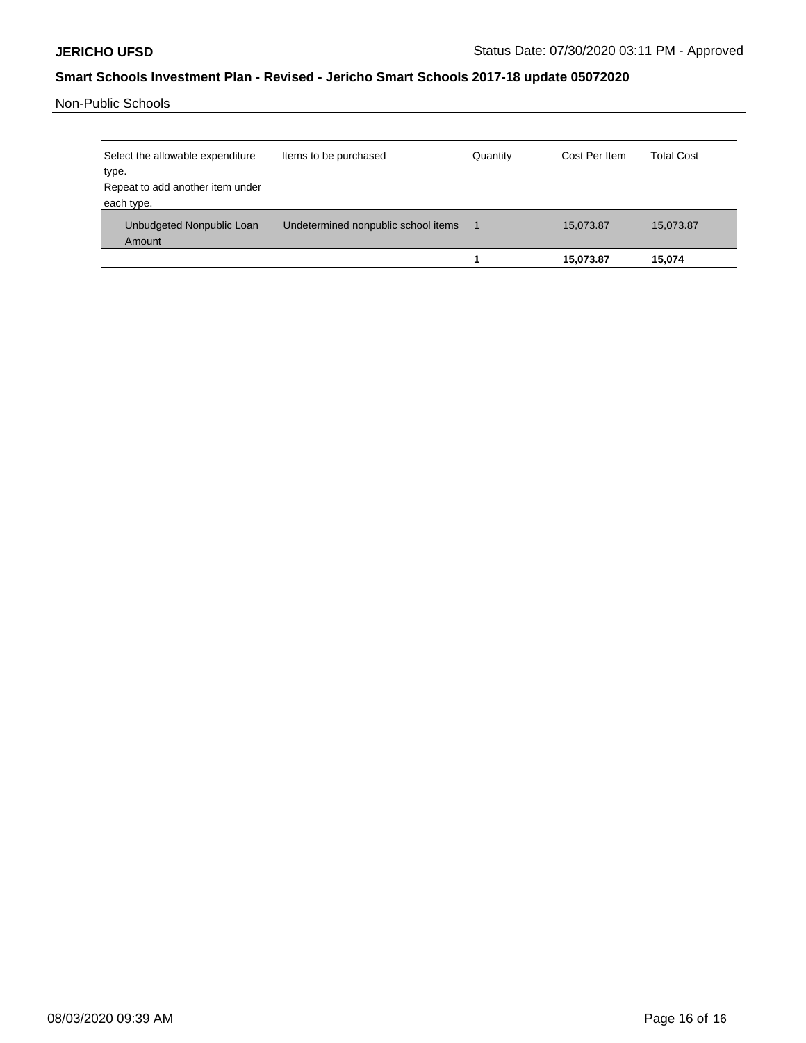Non-Public Schools

| Select the allowable expenditure type.<br>Repeat to add another item under each type. | Items to be purchased | Quantity | Cost Per Item | Total Cost |
|---|---|---|---|---|
| Unbudgeted Nonpublic Loan Amount | Undetermined nonpublic school items | 1 | 15,073.87 | 15,073.87 |
| | | **1** | **15,073.87** | **15,074** |